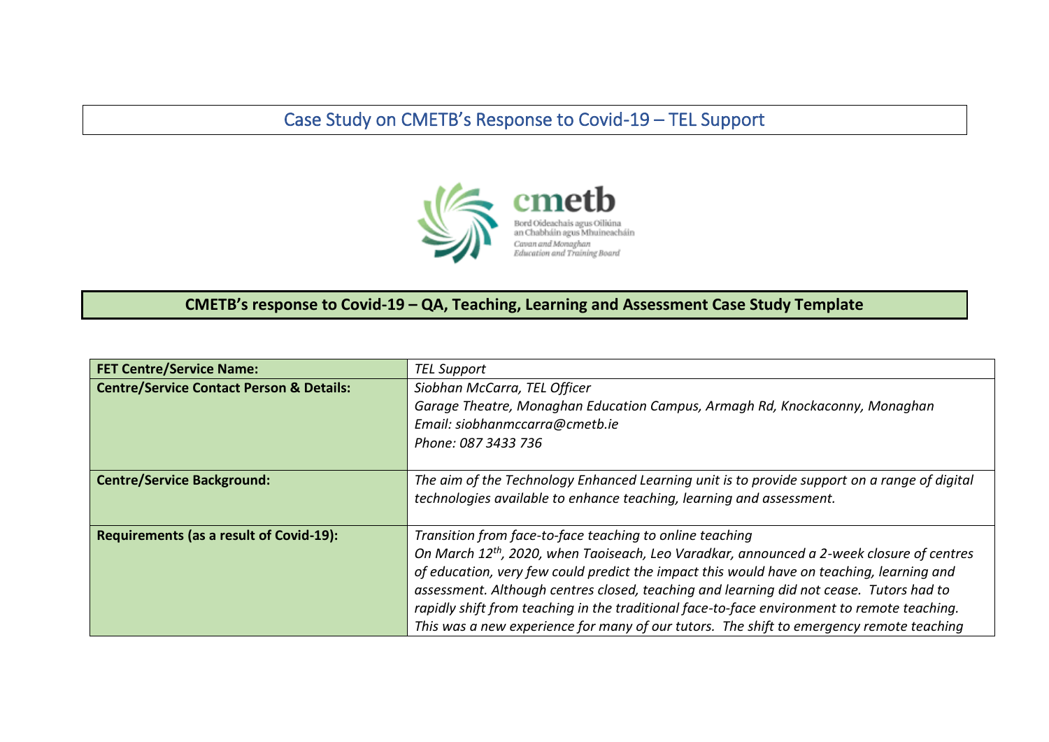# Case Study on CMETB's Response to Covid-19 – TEL Support

cmetb

Bord Oideachais agus Oiliúna an Chabháin agus Mhuineacháin

*Cavan and Monaghan Education and Training Board*

## CMETB's response to Covid-19 – QA, Teaching, Learning and Assessment Case Study Template

| | |
|---|---|
| **FET Centre/Service Name:** | *TEL Support* |
| **Centre/Service Contact Person & Details:** | *Siobhan McCarra, TEL Officer*<br>*Garage Theatre, Monaghan Education Campus, Armagh Rd, Knockaconny, Monaghan*<br>*Email: siobhanmccarra@cmetb.ie*<br>*Phone: 087 3433 736* |
| **Centre/Service Background:** | *The aim of the Technology Enhanced Learning unit is to provide support on a range of digital technologies available to enhance teaching, learning and assessment.* |
| **Requirements (as a result of Covid-19):** | *Transition from face-to-face teaching to online teaching*<br>*On March 12th, 2020, when Taoiseach, Leo Varadkar, announced a 2-week closure of centres of education, very few could predict the impact this would have on teaching, learning and assessment. Although centres closed, teaching and learning did not cease. Tutors had to rapidly shift from teaching in the traditional face-to-face environment to remote teaching. This was a new experience for many of our tutors. The shift to emergency remote teaching* |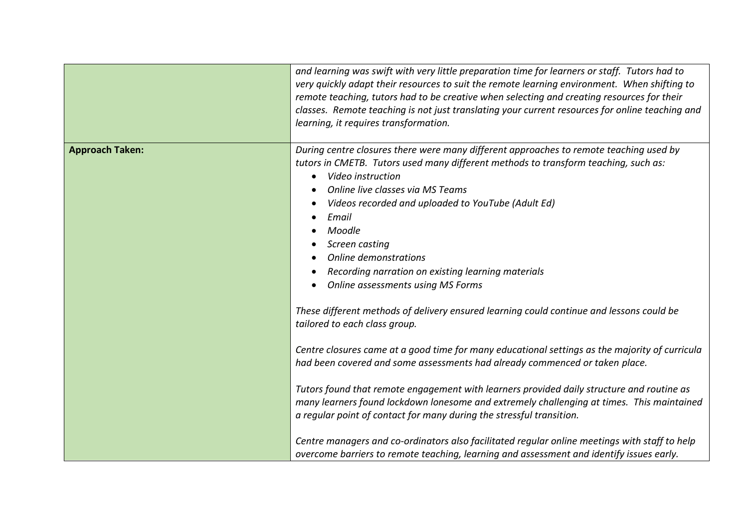| | |
|---|---|
| | *and learning was swift with very little preparation time for learners or staff. Tutors had to very quickly adapt their resources to suit the remote learning environment. When shifting to remote teaching, tutors had to be creative when selecting and creating resources for their classes. Remote teaching is not just translating your current resources for online teaching and learning, it requires transformation.* |
| **Approach Taken:** | *During centre closures there were many different approaches to remote teaching used by tutors in CMETB. Tutors used many different methods to transform teaching, such as:*<br>• *Video instruction*<br>• *Online live classes via MS Teams*<br>• *Videos recorded and uploaded to YouTube (Adult Ed)*<br>• *Email*<br>• *Moodle*<br>• *Screen casting*<br>• *Online demonstrations*<br>• *Recording narration on existing learning materials*<br>• *Online assessments using MS Forms*<br><br>*These different methods of delivery ensured learning could continue and lessons could be tailored to each class group.*<br><br>*Centre closures came at a good time for many educational settings as the majority of curricula had been covered and some assessments had already commenced or taken place.*<br><br>*Tutors found that remote engagement with learners provided daily structure and routine as many learners found lockdown lonesome and extremely challenging at times. This maintained a regular point of contact for many during the stressful transition.*<br><br>*Centre managers and co-ordinators also facilitated regular online meetings with staff to help overcome barriers to remote teaching, learning and assessment and identify issues early.* |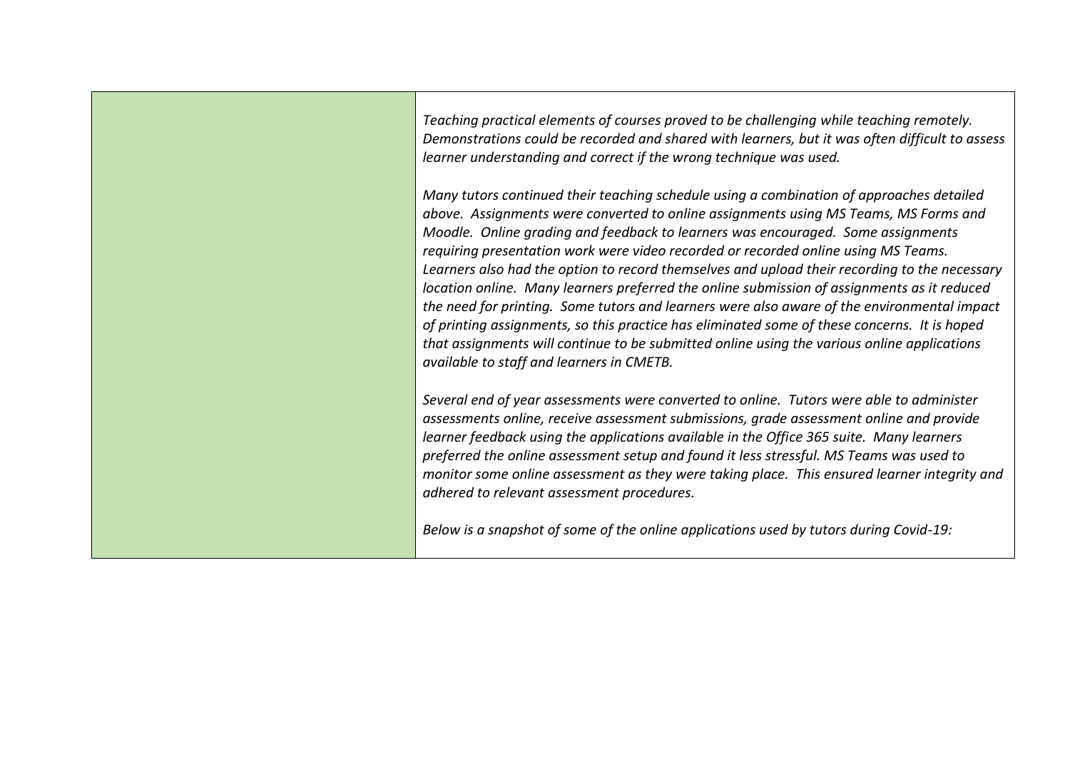| | |
|---|---|
| | *Teaching practical elements of courses proved to be challenging while teaching remotely. Demonstrations could be recorded and shared with learners, but it was often difficult to assess learner understanding and correct if the wrong technique was used.*<br><br>*Many tutors continued their teaching schedule using a combination of approaches detailed above. Assignments were converted to online assignments using MS Teams, MS Forms and Moodle. Online grading and feedback to learners was encouraged. Some assignments requiring presentation work were video recorded or recorded online using MS Teams. Learners also had the option to record themselves and upload their recording to the necessary location online. Many learners preferred the online submission of assignments as it reduced the need for printing. Some tutors and learners were also aware of the environmental impact of printing assignments, so this practice has eliminated some of these concerns. It is hoped that assignments will continue to be submitted online using the various online applications available to staff and learners in CMETB.*<br><br>*Several end of year assessments were converted to online. Tutors were able to administer assessments online, receive assessment submissions, grade assessment online and provide learner feedback using the applications available in the Office 365 suite. Many learners preferred the online assessment setup and found it less stressful. MS Teams was used to monitor some online assessment as they were taking place. This ensured learner integrity and adhered to relevant assessment procedures.*<br><br>*Below is a snapshot of some of the online applications used by tutors during Covid-19:* |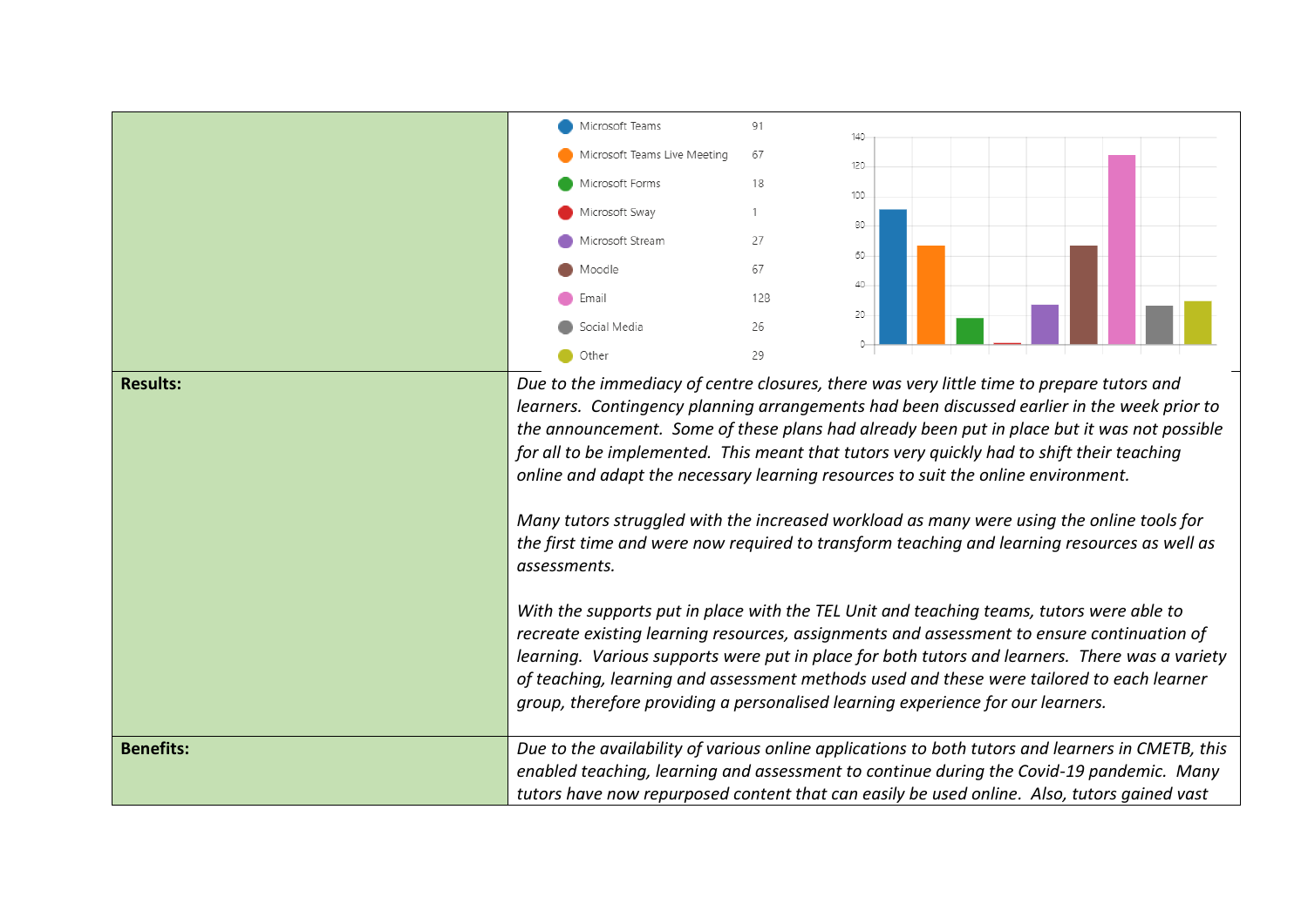| | |
|---|---|
| | Microsoft Teams 91<br>Microsoft Teams Live Meeting 67<br>Microsoft Forms 18<br>Microsoft Sway 1<br>Microsoft Stream 27<br>Moodle 67<br>Email 128<br>Social Media 26<br>Other 29<br>140<br>120<br>100<br>80<br>60<br>40<br>20<br>0 |
| **Results:** | *Due to the immediacy of centre closures, there was very little time to prepare tutors and learners. Contingency planning arrangements had been discussed earlier in the week prior to the announcement. Some of these plans had already been put in place but it was not possible for all to be implemented. This meant that tutors very quickly had to shift their teaching online and adapt the necessary learning resources to suit the online environment.*<br><br>*Many tutors struggled with the increased workload as many were using the online tools for the first time and were now required to transform teaching and learning resources as well as assessments.*<br><br>*With the supports put in place with the TEL Unit and teaching teams, tutors were able to recreate existing learning resources, assignments and assessment to ensure continuation of learning. Various supports were put in place for both tutors and learners. There was a variety of teaching, learning and assessment methods used and these were tailored to each learner group, therefore providing a personalised learning experience for our learners.* |
| **Benefits:** | *Due to the availability of various online applications to both tutors and learners in CMETB, this enabled teaching, learning and assessment to continue during the Covid-19 pandemic. Many tutors have now repurposed content that can easily be used online. Also, tutors gained vast* |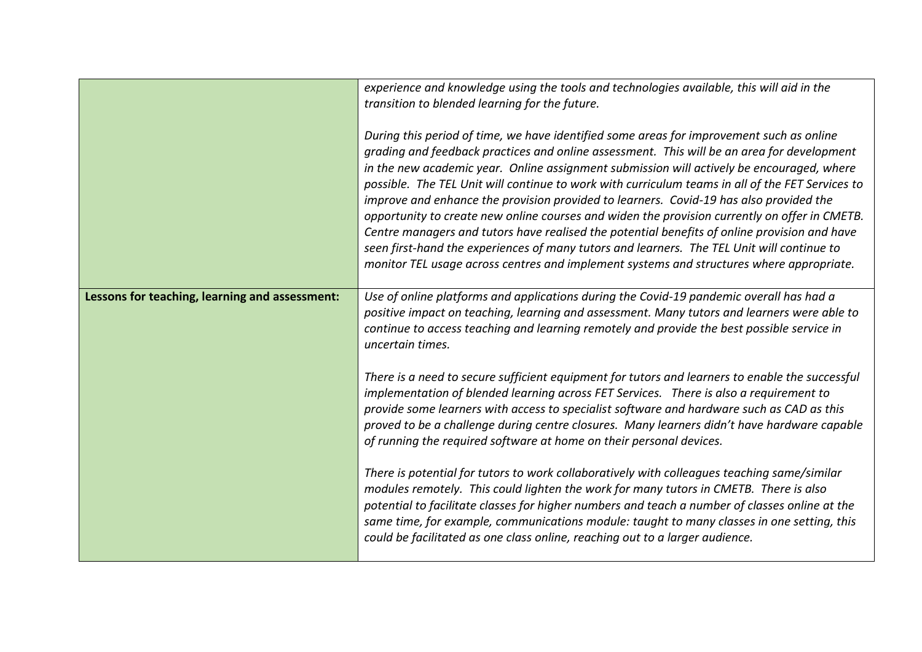| | |
|---|---|
| | *experience and knowledge using the tools and technologies available, this will aid in the transition to blended learning for the future.*<br><br>*During this period of time, we have identified some areas for improvement such as online grading and feedback practices and online assessment. This will be an area for development in the new academic year. Online assignment submission will actively be encouraged, where possible. The TEL Unit will continue to work with curriculum teams in all of the FET Services to improve and enhance the provision provided to learners. Covid-19 has also provided the opportunity to create new online courses and widen the provision currently on offer in CMETB. Centre managers and tutors have realised the potential benefits of online provision and have seen first-hand the experiences of many tutors and learners. The TEL Unit will continue to monitor TEL usage across centres and implement systems and structures where appropriate.* |
| **Lessons for teaching, learning and assessment:** | *Use of online platforms and applications during the Covid-19 pandemic overall has had a positive impact on teaching, learning and assessment. Many tutors and learners were able to continue to access teaching and learning remotely and provide the best possible service in uncertain times.*<br><br>*There is a need to secure sufficient equipment for tutors and learners to enable the successful implementation of blended learning across FET Services. There is also a requirement to provide some learners with access to specialist software and hardware such as CAD as this proved to be a challenge during centre closures. Many learners didn't have hardware capable of running the required software at home on their personal devices.*<br><br>*There is potential for tutors to work collaboratively with colleagues teaching same/similar modules remotely. This could lighten the work for many tutors in CMETB. There is also potential to facilitate classes for higher numbers and teach a number of classes online at the same time, for example, communications module: taught to many classes in one setting, this could be facilitated as one class online, reaching out to a larger audience.* |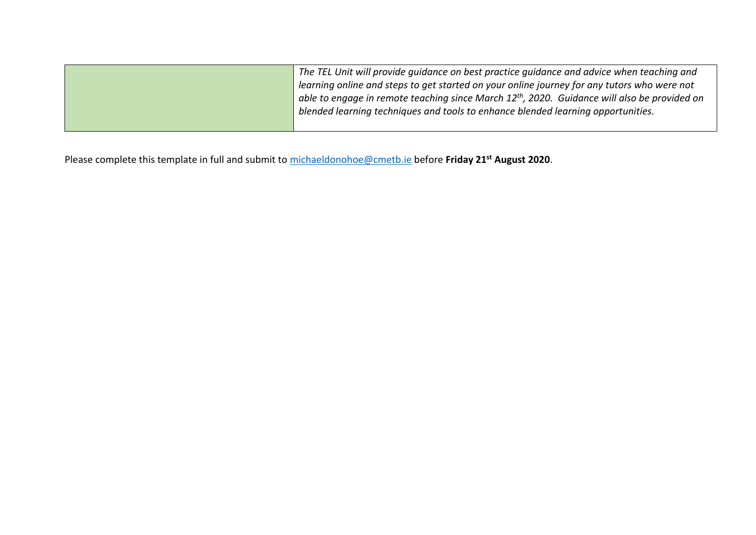| | |
|---|---|
| | *The TEL Unit will provide guidance on best practice guidance and advice when teaching and learning online and steps to get started on your online journey for any tutors who were not able to engage in remote teaching since March 12th, 2020. Guidance will also be provided on blended learning techniques and tools to enhance blended learning opportunities.* |

Please complete this template in full and submit to michaeldonohoe@cmetb.ie before **Friday 21st August 2020**.